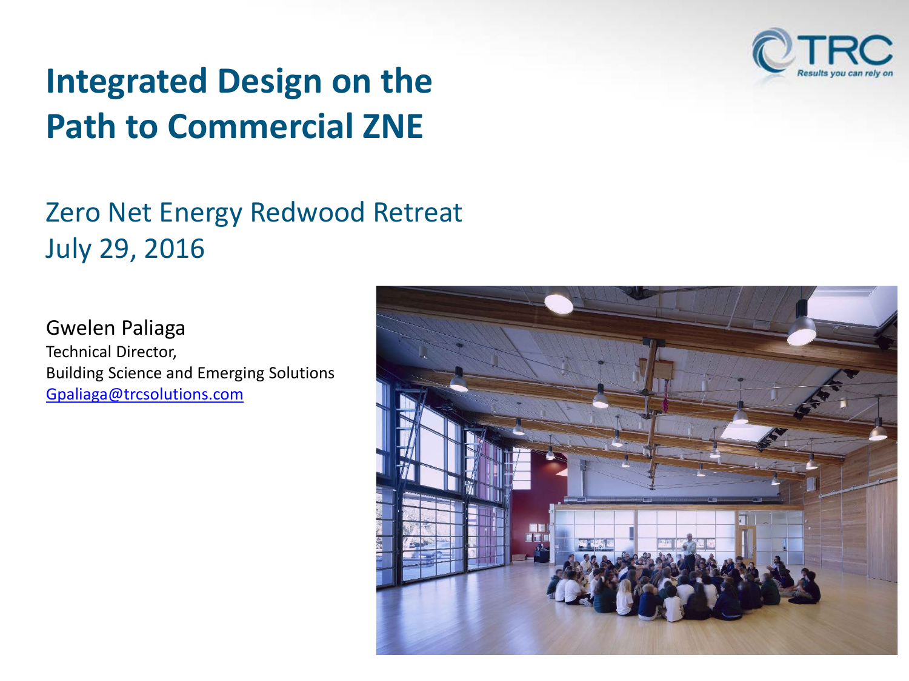# Integrated Design on the Path to Commercial ZNE

Zero Net Energy Redwood Retreat
July 29, 2016

Gwelen Paliaga
Technical Director,
Building Science and Emerging Solutions
Gpaliaga@trcsolutions.com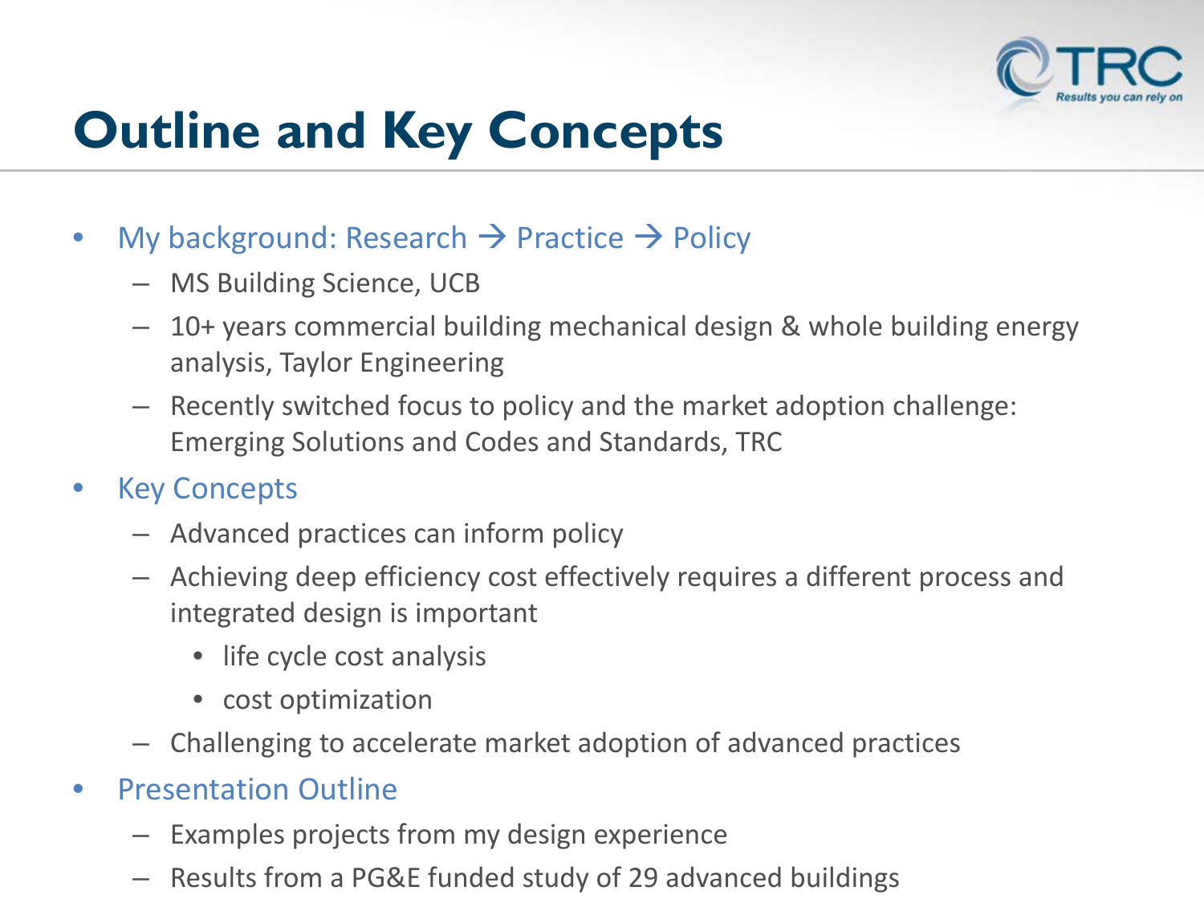# Outline and Key Concepts

- My background: Research → Practice → Policy
  - MS Building Science, UCB
  - 10+ years commercial building mechanical design & whole building energy analysis, Taylor Engineering
  - Recently switched focus to policy and the market adoption challenge: Emerging Solutions and Codes and Standards, TRC
- Key Concepts
  - Advanced practices can inform policy
  - Achieving deep efficiency cost effectively requires a different process and integrated design is important
    - life cycle cost analysis
    - cost optimization
  - Challenging to accelerate market adoption of advanced practices
- Presentation Outline
  - Examples projects from my design experience
  - Results from a PG&E funded study of 29 advanced buildings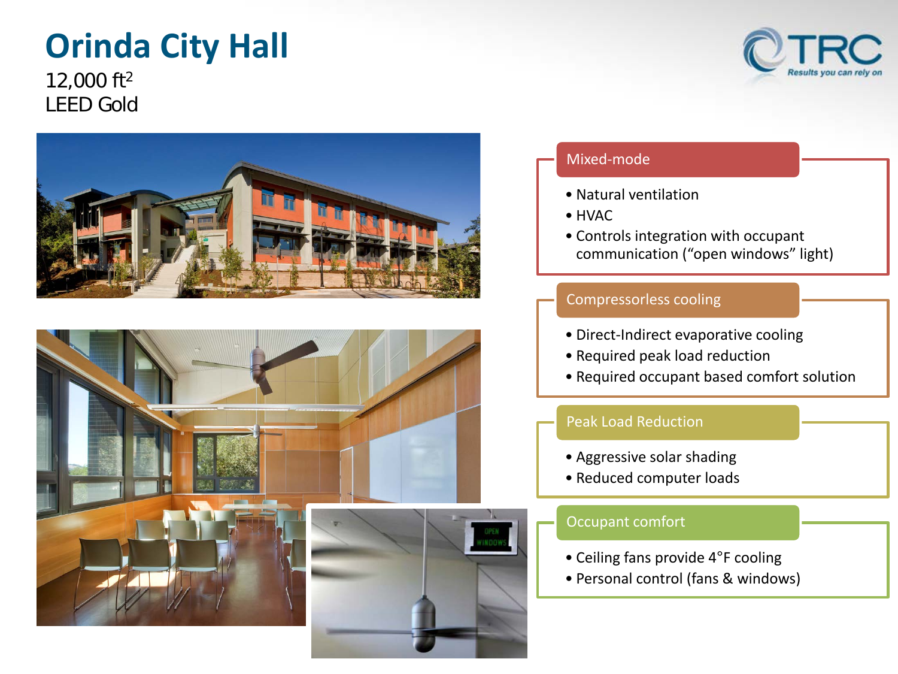# Orinda City Hall

12,000 $ft^2$
LEED Gold

## Mixed-mode

- Natural ventilation
- HVAC
- Controls integration with occupant communication (“open windows” light)

## Compressorless cooling

- Direct-Indirect evaporative cooling
- Required peak load reduction
- Required occupant based comfort solution

## Peak Load Reduction

- Aggressive solar shading
- Reduced computer loads

## Occupant comfort

- Ceiling fans provide 4°F cooling
- Personal control (fans & windows)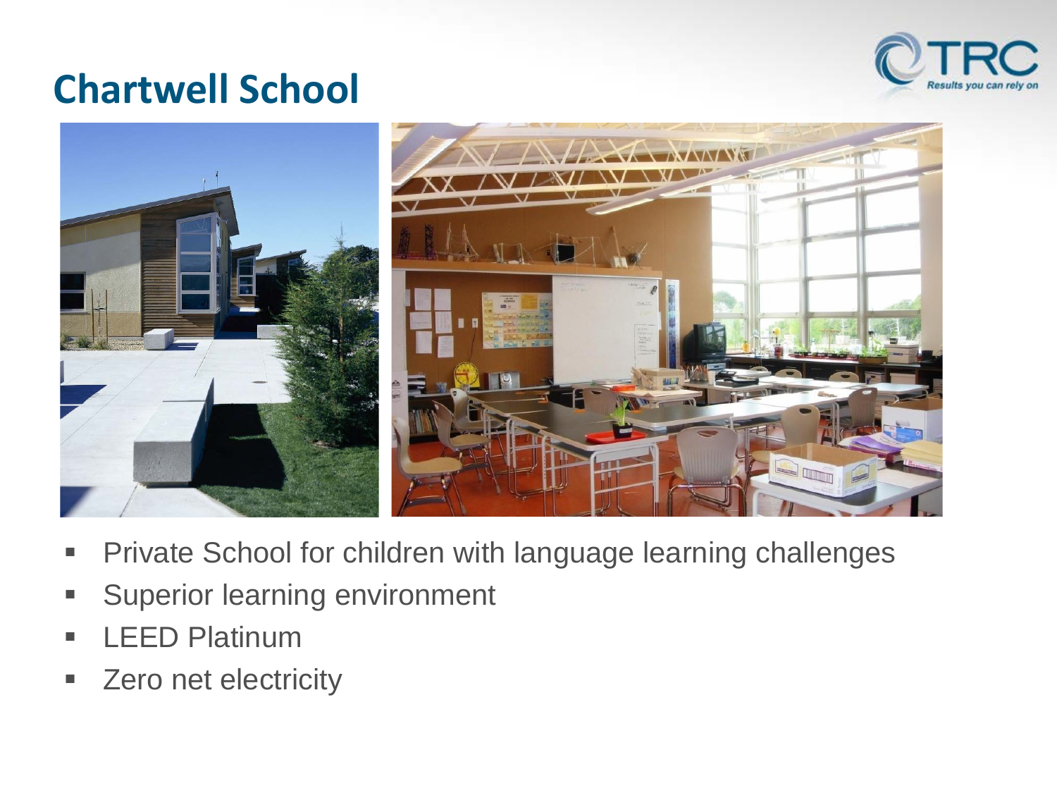# Chartwell School

- Private School for children with language learning challenges
- Superior learning environment
- LEED Platinum
- Zero net electricity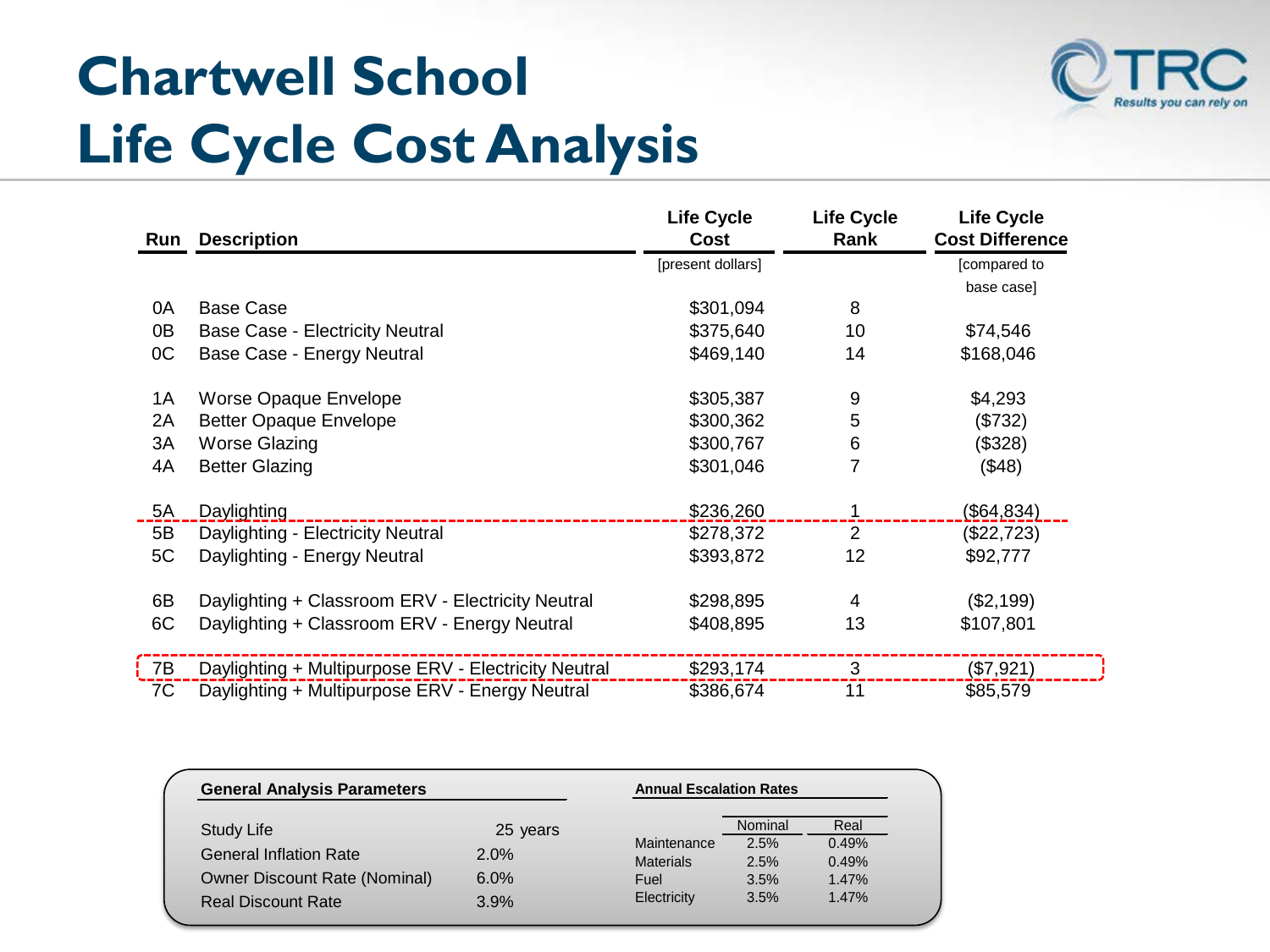# Chartwell School
# Life Cycle Cost Analysis

| Run | Description | Life Cycle Cost [present dollars] | Life Cycle Rank | Life Cycle Cost Difference [compared to base case] |
|---|---|---|---|---|
| 0A | Base Case | $301,094 | 8 | |
| 0B | Base Case - Electricity Neutral | $375,640 | 10 | $74,546 |
| 0C | Base Case - Energy Neutral | $469,140 | 14 | $168,046 |
| 1A | Worse Opaque Envelope | $305,387 | 9 | $4,293 |
| 2A | Better Opaque Envelope | $300,362 | 5 | ($732) |
| 3A | Worse Glazing | $300,767 | 6 | ($328) |
| 4A | Better Glazing | $301,046 | 7 | ($48) |
| 5A | Daylighting | $236,260 | 1 | ($64,834) |
| 5B | Daylighting - Electricity Neutral | $278,372 | 2 | ($22,723) |
| 5C | Daylighting - Energy Neutral | $393,872 | 12 | $92,777 |
| 6B | Daylighting + Classroom ERV - Electricity Neutral | $298,895 | 4 | ($2,199) |
| 6C | Daylighting + Classroom ERV - Energy Neutral | $408,895 | 13 | $107,801 |
| 7B | Daylighting + Multipurpose ERV - Electricity Neutral | $293,174 | 3 | ($7,921) |
| 7C | Daylighting + Multipurpose ERV - Energy Neutral | $386,674 | 11 | $85,579 |

**General Analysis Parameters**

| Parameter | Value |
|---|---|
| Study Life | 25 years |
| General Inflation Rate | 2.0% |
| Owner Discount Rate (Nominal) | 6.0% |
| Real Discount Rate | 3.9% |

**Annual Escalation Rates**

| | Nominal | Real |
|---|---|---|
| Maintenance | 2.5% | 0.49% |
| Materials | 2.5% | 0.49% |
| Fuel | 3.5% | 1.47% |
| Electricity | 3.5% | 1.47% |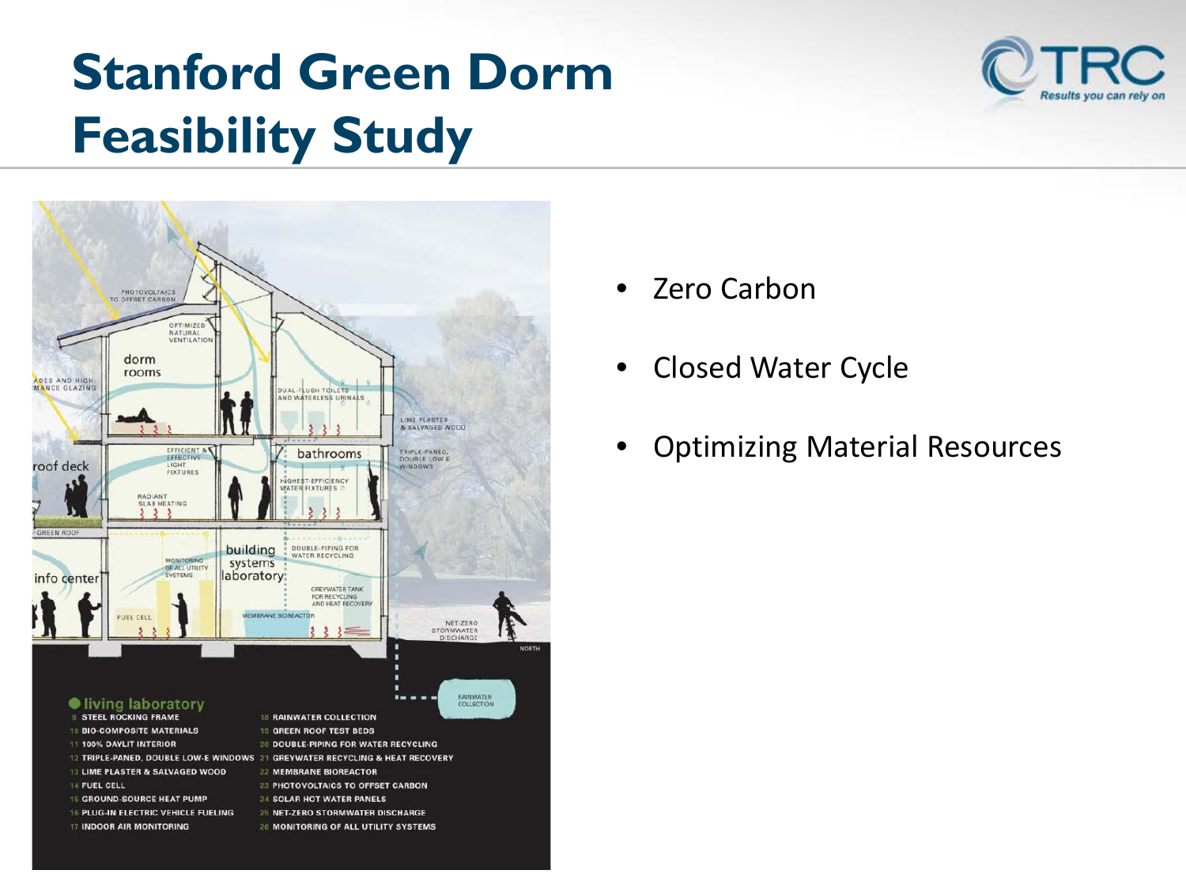# Stanford Green Dorm Feasibility Study

- Zero Carbon
- Closed Water Cycle
- Optimizing Material Resources

**living laboratory**

9 STEEL ROCKING FRAME
10 BIO-COMPOSITE MATERIALS
11 100% DAYLIT INTERIOR
12 TRIPLE-PANED, DOUBLE LOW-E WINDOWS
13 LIME PLASTER & SALVAGED WOOD
14 FUEL CELL
15 GROUND-SOURCE HEAT PUMP
16 PLUG-IN ELECTRIC VEHICLE FUELING
17 INDOOR AIR MONITORING
18 RAINWATER COLLECTION
19 GREEN ROOF TEST BEDS
20 DOUBLE-PIPING FOR WATER RECYCLING
21 GREYWATER RECYCLING & HEAT RECOVERY
22 MEMBRANE BIOREACTOR
23 PHOTOVOLTAICS TO OFFSET CARBON
24 SOLAR HOT WATER PANELS
25 NET-ZERO STORMWATER DISCHARGE
26 MONITORING OF ALL UTILITY SYSTEMS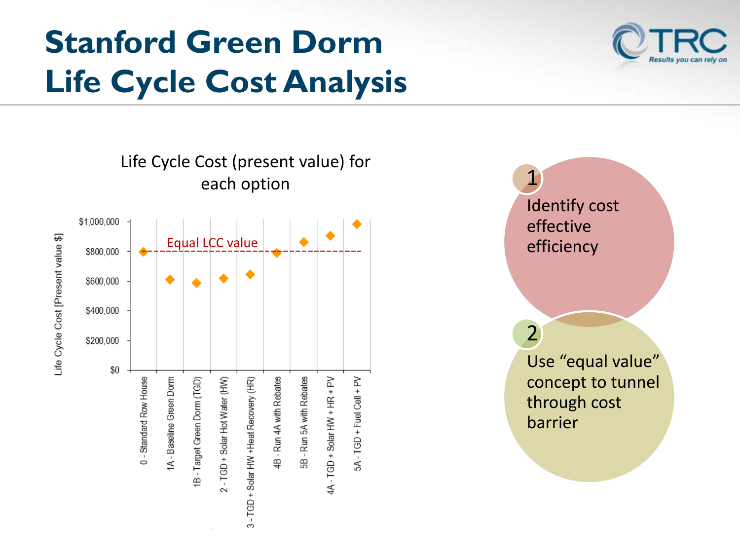# Stanford Green Dorm Life Cycle Cost Analysis

Life Cycle Cost (present value) for each option

Life Cycle Cost [Present value $]

$1,000,000
$800,000
$600,000
$400,000
$200,000
$0

Equal LCC value

- 0 - Standard Row House
- 1A - Baseline Green Dorm
- 1B - Target Green Dorm (TGD)
- 2 - TGD + Solar Hot Water (HW)
- 3 - TGD + Solar HW +Heat Recovery (HR)
- 4B - Run 4A with Rebates
- 5B - Run 5A with Rebates
- 4A - TGD + Solar HW + HR + PV
- 5A - TGD + Fuel Cell + PV

1. Identify cost effective efficiency
2. Use "equal value" concept to tunnel through cost barrier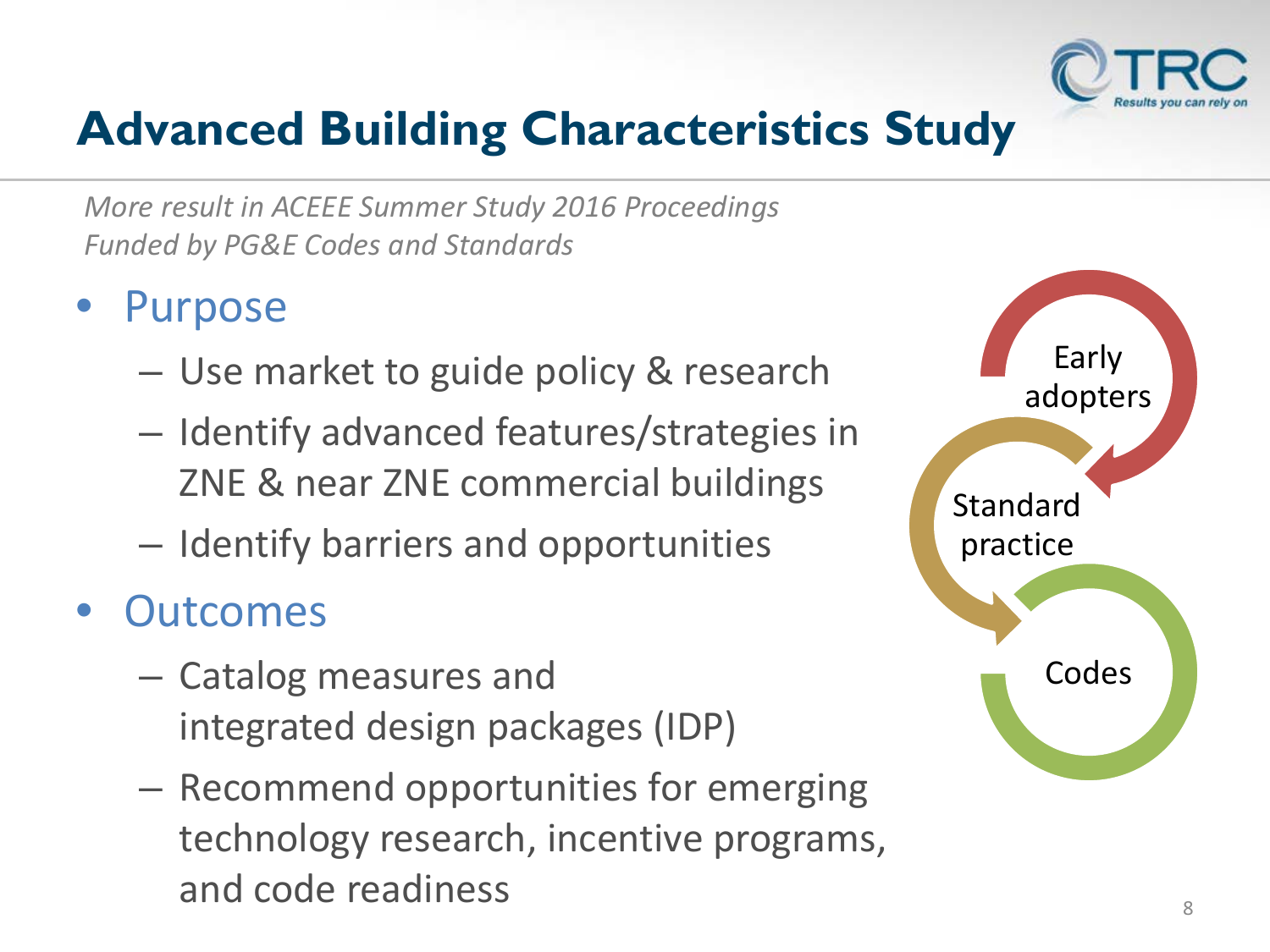# Advanced Building Characteristics Study

*More result in ACEEE Summer Study 2016 Proceedings*
*Funded by PG&E Codes and Standards*

- Purpose
  - Use market to guide policy & research
  - Identify advanced features/strategies in ZNE & near ZNE commercial buildings
  - Identify barriers and opportunities
- Outcomes
  - Catalog measures and integrated design packages (IDP)
  - Recommend opportunities for emerging technology research, incentive programs, and code readiness

Early adopters

Standard practice

Codes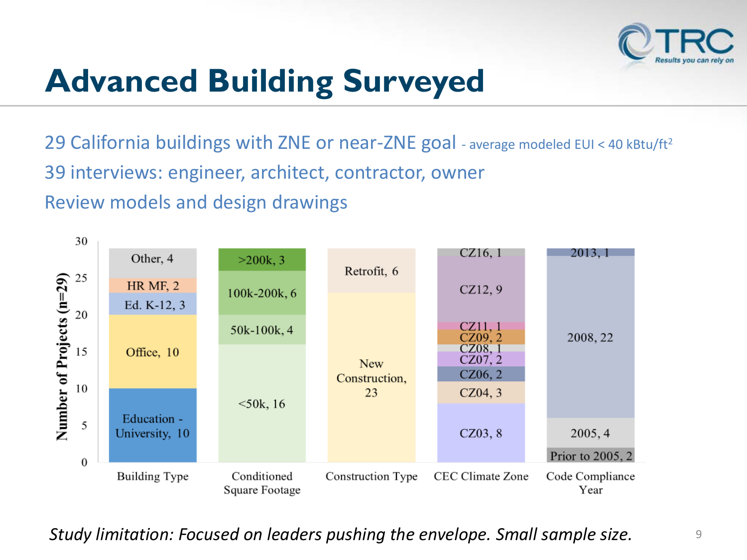# Advanced Building Surveyed

29 California buildings with ZNE or near-ZNE goal - average modeled EUI < 40 kBtu/ft$^2$

39 interviews: engineer, architect, contractor, owner

Review models and design drawings

Number of Projects (n=29)

| Building Type | Conditioned Square Footage | Construction Type | CEC Climate Zone | Code Compliance Year |
| --- | --- | --- | --- | --- |
| Education - University, 10 | <50k, 16 | New Construction, 23 | CZ03, 8 | Prior to 2005, 2 |
| Office, 10 | 50k-100k, 4 | Retrofit, 6 | CZ04, 3 | 2005, 4 |
| Ed. K-12, 3 | 100k-200k, 6 | | CZ06, 2 | 2008, 22 |
| HR MF, 2 | >200k, 3 | | CZ07, 2 | 2013, 1 |
| Other, 4 | | | CZ08, 1 | |
| | | | CZ09, 2 | |
| | | | CZ11, 1 | |
| | | | CZ12, 9 | |
| | | | CZ16, 1 | |

*Study limitation: Focused on leaders pushing the envelope. Small sample size.*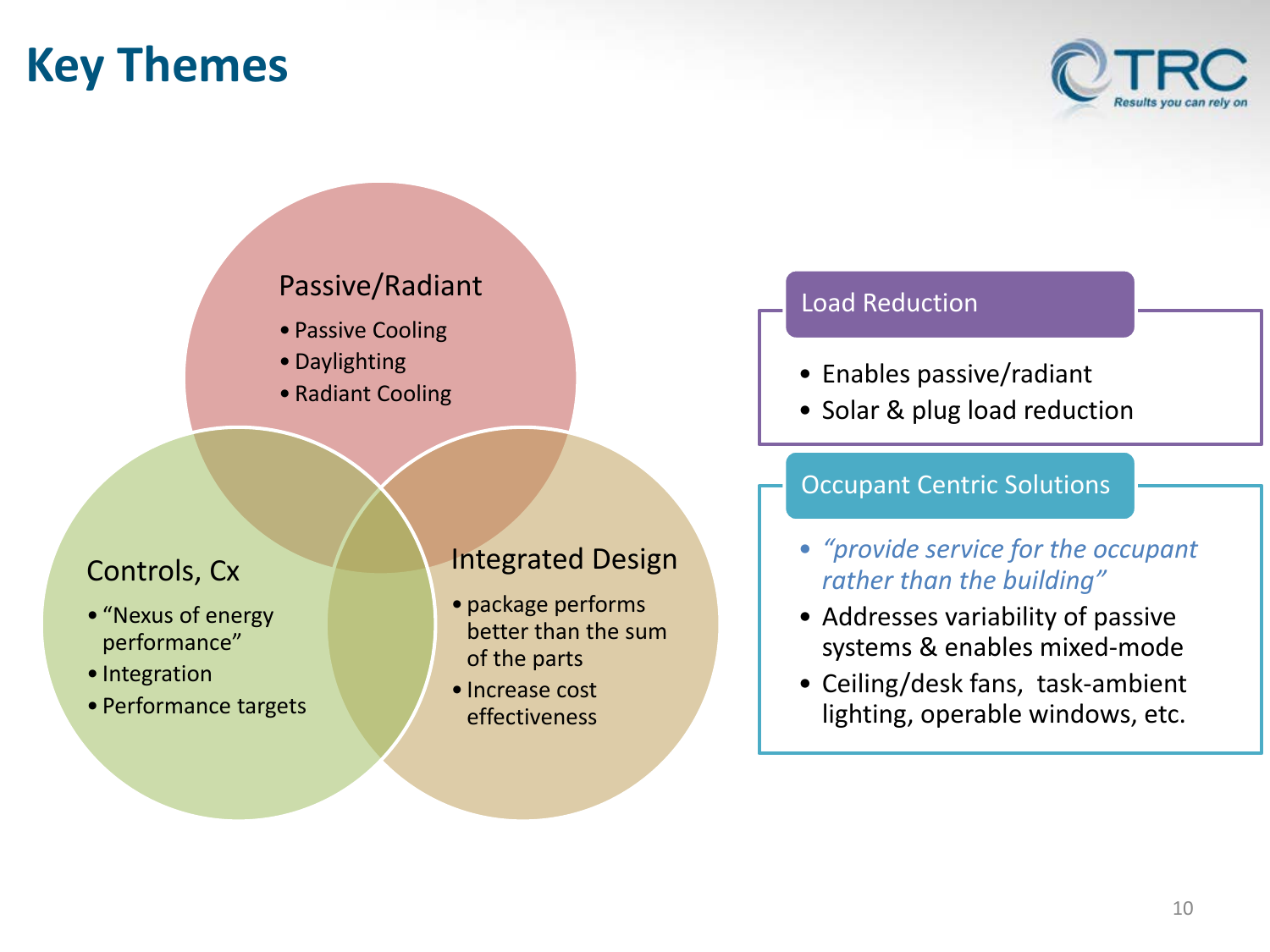# Key Themes

### Passive/Radiant

- Passive Cooling
- Daylighting
- Radiant Cooling

### Controls, Cx

- "Nexus of energy performance"
- Integration
- Performance targets

### Integrated Design

- package performs better than the sum of the parts
- Increase cost effectiveness

### Load Reduction

- Enables passive/radiant
- Solar & plug load reduction

### Occupant Centric Solutions

- *"provide service for the occupant rather than the building"*
- Addresses variability of passive systems & enables mixed-mode
- Ceiling/desk fans, task-ambient lighting, operable windows, etc.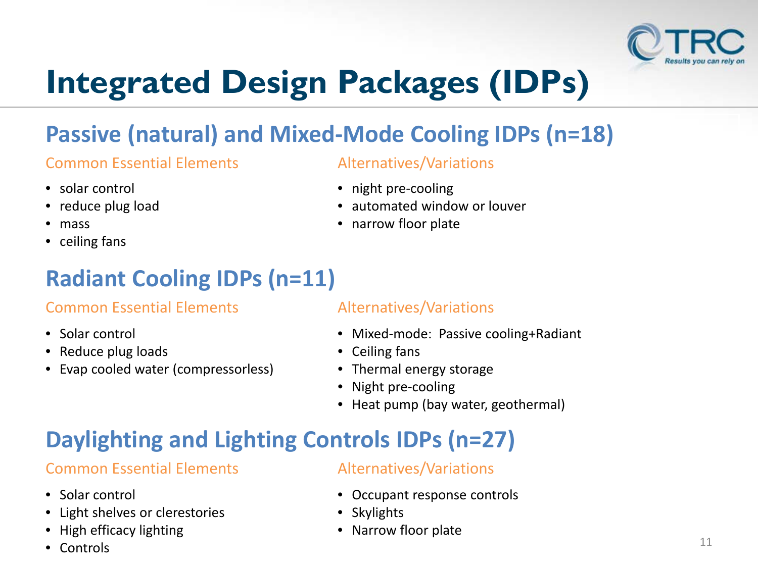# Integrated Design Packages (IDPs)

## Passive (natural) and Mixed-Mode Cooling IDPs (n=18)

### Common Essential Elements

- solar control
- reduce plug load
- mass
- ceiling fans

### Alternatives/Variations

- night pre-cooling
- automated window or louver
- narrow floor plate

## Radiant Cooling IDPs (n=11)

### Common Essential Elements

- Solar control
- Reduce plug loads
- Evap cooled water (compressorless)

### Alternatives/Variations

- Mixed-mode: Passive cooling+Radiant
- Ceiling fans
- Thermal energy storage
- Night pre-cooling
- Heat pump (bay water, geothermal)

## Daylighting and Lighting Controls IDPs (n=27)

### Common Essential Elements

- Solar control
- Light shelves or clerestories
- High efficacy lighting
- Controls

### Alternatives/Variations

- Occupant response controls
- Skylights
- Narrow floor plate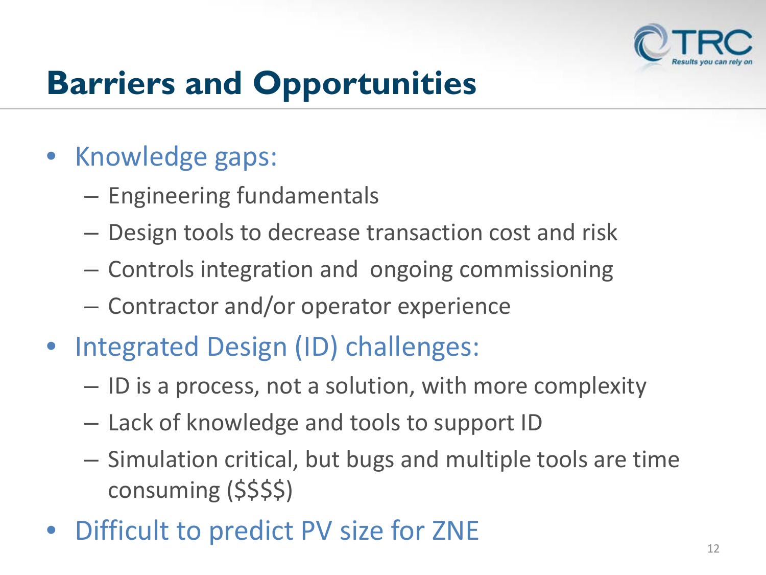# Barriers and Opportunities

- Knowledge gaps:
  - Engineering fundamentals
  - Design tools to decrease transaction cost and risk
  - Controls integration and ongoing commissioning
  - Contractor and/or operator experience
- Integrated Design (ID) challenges:
  - ID is a process, not a solution, with more complexity
  - Lack of knowledge and tools to support ID
  - Simulation critical, but bugs and multiple tools are time consuming ($$$$)
- Difficult to predict PV size for ZNE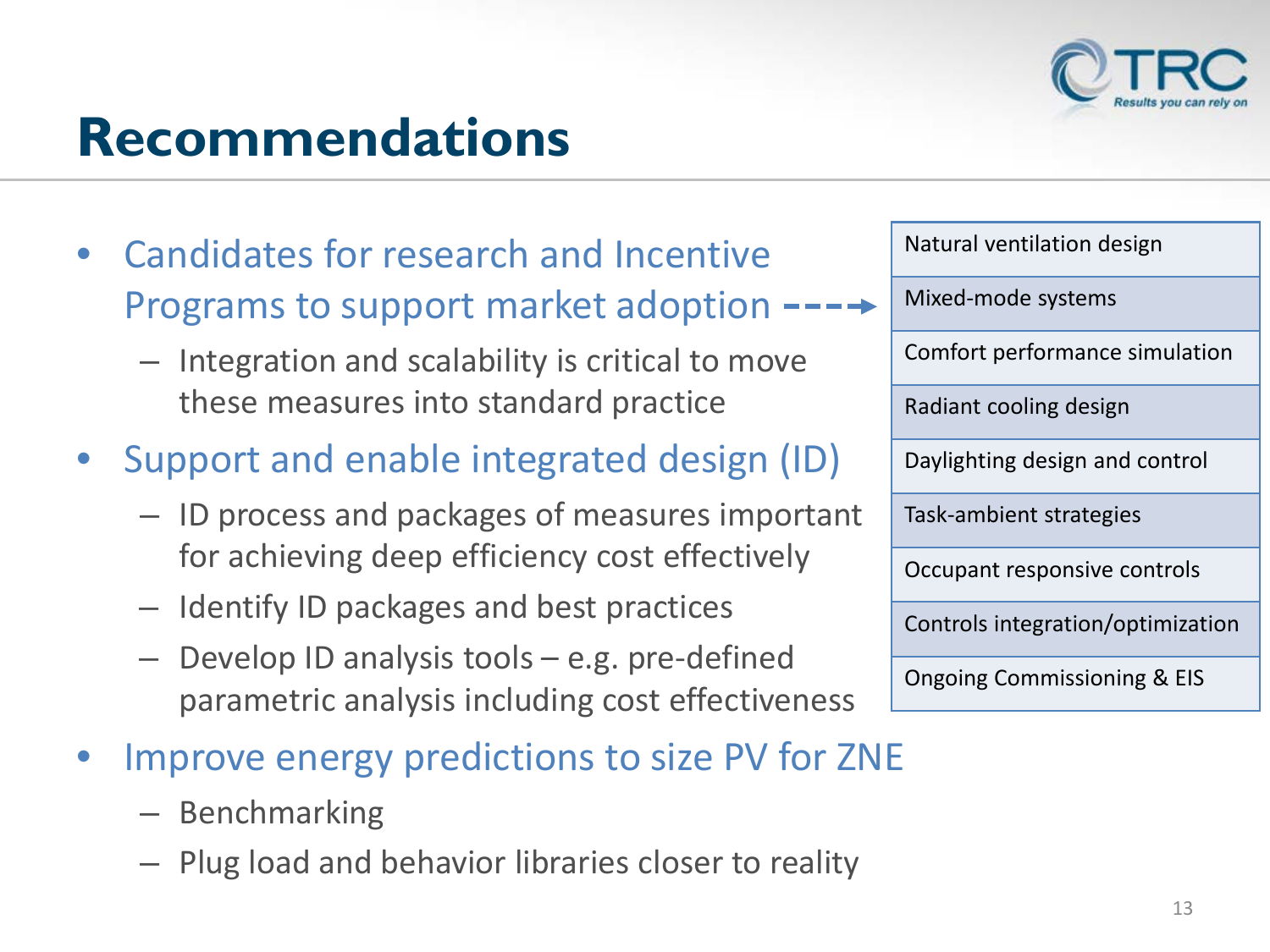# Recommendations

- Candidates for research and Incentive Programs to support market adoption
  - Integration and scalability is critical to move these measures into standard practice
- Support and enable integrated design (ID)
  - ID process and packages of measures important for achieving deep efficiency cost effectively
  - Identify ID packages and best practices
  - Develop ID analysis tools – e.g. pre-defined parametric analysis including cost effectiveness
- Improve energy predictions to size PV for ZNE
  - Benchmarking
  - Plug load and behavior libraries closer to reality

| Candidates |
| --- |
| Natural ventilation design |
| Mixed-mode systems |
| Comfort performance simulation |
| Radiant cooling design |
| Daylighting design and control |
| Task-ambient strategies |
| Occupant responsive controls |
| Controls integration/optimization |
| Ongoing Commissioning & EIS |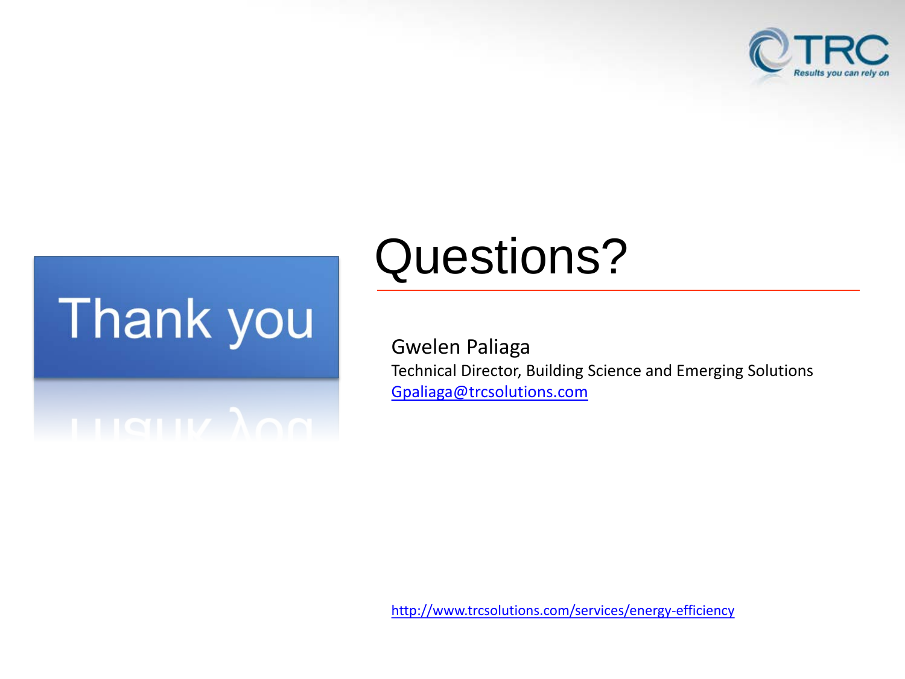Thank you

# Questions?

Gwelen Paliaga

Technical Director, Building Science and Emerging Solutions

Gpaliaga@trcsolutions.com

http://www.trcsolutions.com/services/energy-efficiency